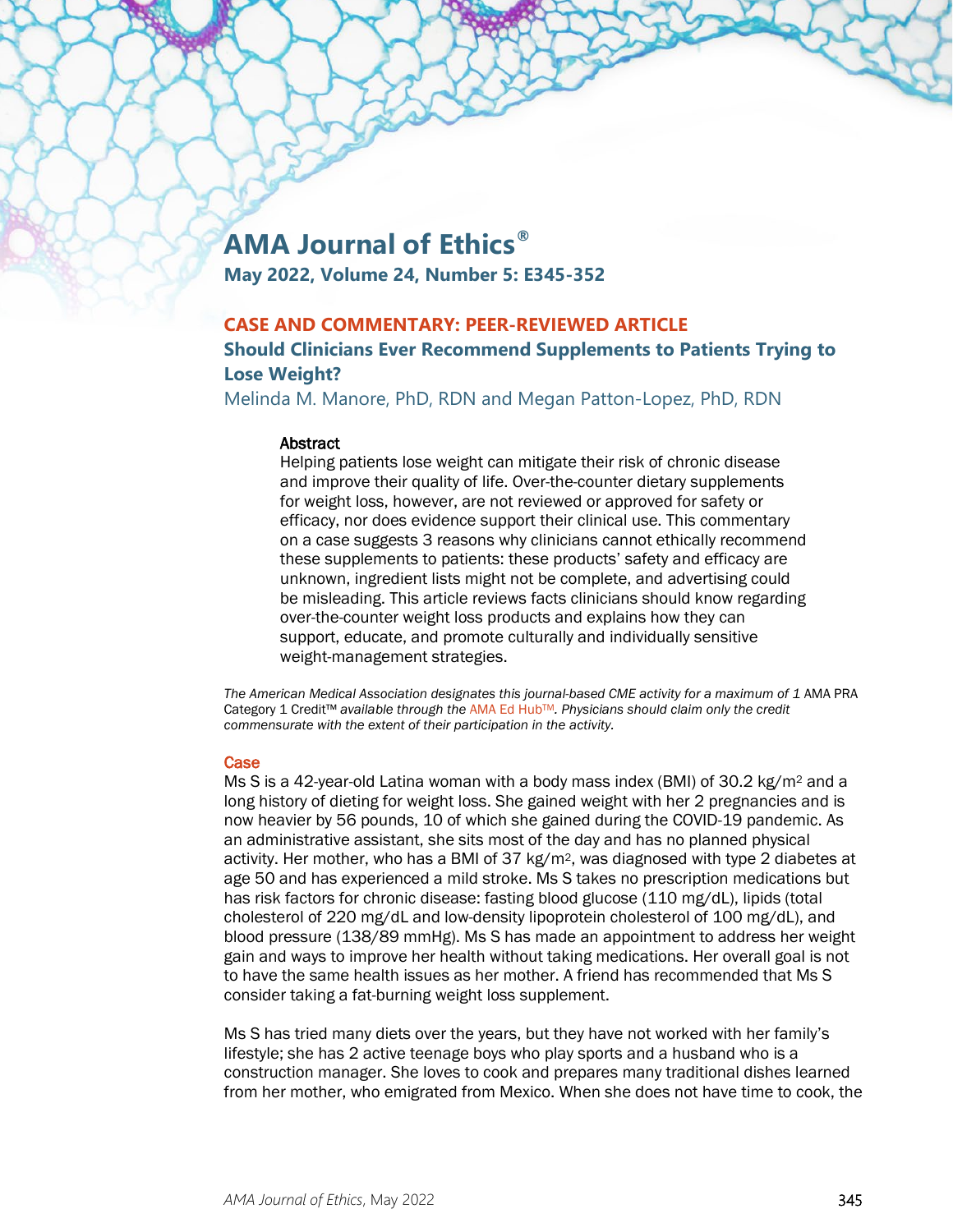# AMA Journal of Ethics®

**May 2022, Volume 24, Number 5: E345-352**

## CASE AND COMMENTARY: PEER-REVIEWED ARTICLE

## Should Clinicians Ever Recommend Supplements to Patients Trying to Lose Weight?

Melinda M. Manore, PhD, RDN and Megan Patton-Lopez, PhD, RDN

### Abstract

Helping patients lose weight can mitigate their risk of chronic disease and improve their quality of life. Over-the-counter dietary supplements for weight loss, however, are not reviewed or approved for safety or efficacy, nor does evidence support their clinical use. This commentary on a case suggests 3 reasons why clinicians cannot ethically recommend these supplements to patients: these products' safety and efficacy are unknown, ingredient lists might not be complete, and advertising could be misleading. This article reviews facts clinicians should know regarding over-the-counter weight loss products and explains how they can support, educate, and promote culturally and individually sensitive weight-management strategies.

*The American Medical Association designates this journal-based CME activity for a maximum of 1* AMA PRA Category 1 Credit™ *available through the* AMA Ed Hub™. *Physicians should claim only the credit commensurate with the extent of their participation in the activity.*

## Case

Ms S is a 42-year-old Latina woman with a body mass index (BMI) of 30.2 kg/m$^2$ and a long history of dieting for weight loss. She gained weight with her 2 pregnancies and is now heavier by 56 pounds, 10 of which she gained during the COVID-19 pandemic. As an administrative assistant, she sits most of the day and has no planned physical activity. Her mother, who has a BMI of 37 kg/m$^2$, was diagnosed with type 2 diabetes at age 50 and has experienced a mild stroke. Ms S takes no prescription medications but has risk factors for chronic disease: fasting blood glucose (110 mg/dL), lipids (total cholesterol of 220 mg/dL and low-density lipoprotein cholesterol of 100 mg/dL), and blood pressure (138/89 mmHg). Ms S has made an appointment to address her weight gain and ways to improve her health without taking medications. Her overall goal is not to have the same health issues as her mother. A friend has recommended that Ms S consider taking a fat-burning weight loss supplement.

Ms S has tried many diets over the years, but they have not worked with her family's lifestyle; she has 2 active teenage boys who play sports and a husband who is a construction manager. She loves to cook and prepares many traditional dishes learned from her mother, who emigrated from Mexico. When she does not have time to cook, the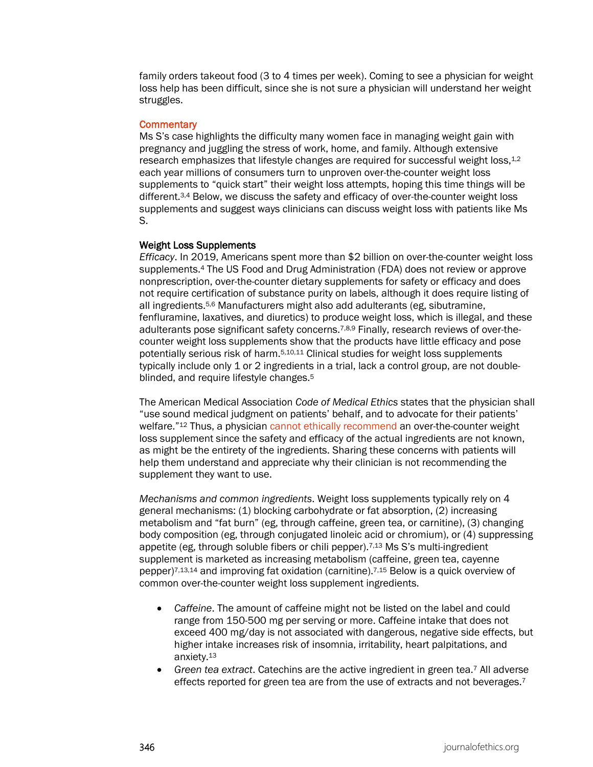family orders takeout food (3 to 4 times per week). Coming to see a physician for weight loss help has been difficult, since she is not sure a physician will understand her weight struggles.

## Commentary

Ms S's case highlights the difficulty many women face in managing weight gain with pregnancy and juggling the stress of work, home, and family. Although extensive research emphasizes that lifestyle changes are required for successful weight loss,[1,2] each year millions of consumers turn to unproven over-the-counter weight loss supplements to "quick start" their weight loss attempts, hoping this time things will be different.[3,4] Below, we discuss the safety and efficacy of over-the-counter weight loss supplements and suggest ways clinicians can discuss weight loss with patients like Ms S.

### Weight Loss Supplements

*Efficacy*. In 2019, Americans spent more than $2 billion on over-the-counter weight loss supplements.[4] The US Food and Drug Administration (FDA) does not review or approve nonprescription, over-the-counter dietary supplements for safety or efficacy and does not require certification of substance purity on labels, although it does require listing of all ingredients.[5,6] Manufacturers might also add adulterants (eg, sibutramine, fenfluramine, laxatives, and diuretics) to produce weight loss, which is illegal, and these adulterants pose significant safety concerns.[7,8,9] Finally, research reviews of over-the-counter weight loss supplements show that the products have little efficacy and pose potentially serious risk of harm.[5,10,11] Clinical studies for weight loss supplements typically include only 1 or 2 ingredients in a trial, lack a control group, are not double-blinded, and require lifestyle changes.[5]

The American Medical Association *Code of Medical Ethics* states that the physician shall "use sound medical judgment on patients' behalf, and to advocate for their patients' welfare."[12] Thus, a physician cannot ethically recommend an over-the-counter weight loss supplement since the safety and efficacy of the actual ingredients are not known, as might be the entirety of the ingredients. Sharing these concerns with patients will help them understand and appreciate why their clinician is not recommending the supplement they want to use.

*Mechanisms and common ingredients*. Weight loss supplements typically rely on 4 general mechanisms: (1) blocking carbohydrate or fat absorption, (2) increasing metabolism and "fat burn" (eg, through caffeine, green tea, or carnitine), (3) changing body composition (eg, through conjugated linoleic acid or chromium), or (4) suppressing appetite (eg, through soluble fibers or chili pepper).[7,13] Ms S's multi-ingredient supplement is marketed as increasing metabolism (caffeine, green tea, cayenne pepper)[7,13,14] and improving fat oxidation (carnitine).[7,15] Below is a quick overview of common over-the-counter weight loss supplement ingredients.

- *Caffeine*. The amount of caffeine might not be listed on the label and could range from 150-500 mg per serving or more. Caffeine intake that does not exceed 400 mg/day is not associated with dangerous, negative side effects, but higher intake increases risk of insomnia, irritability, heart palpitations, and anxiety.[13]
- *Green tea extract*. Catechins are the active ingredient in green tea.[7] All adverse effects reported for green tea are from the use of extracts and not beverages.[7]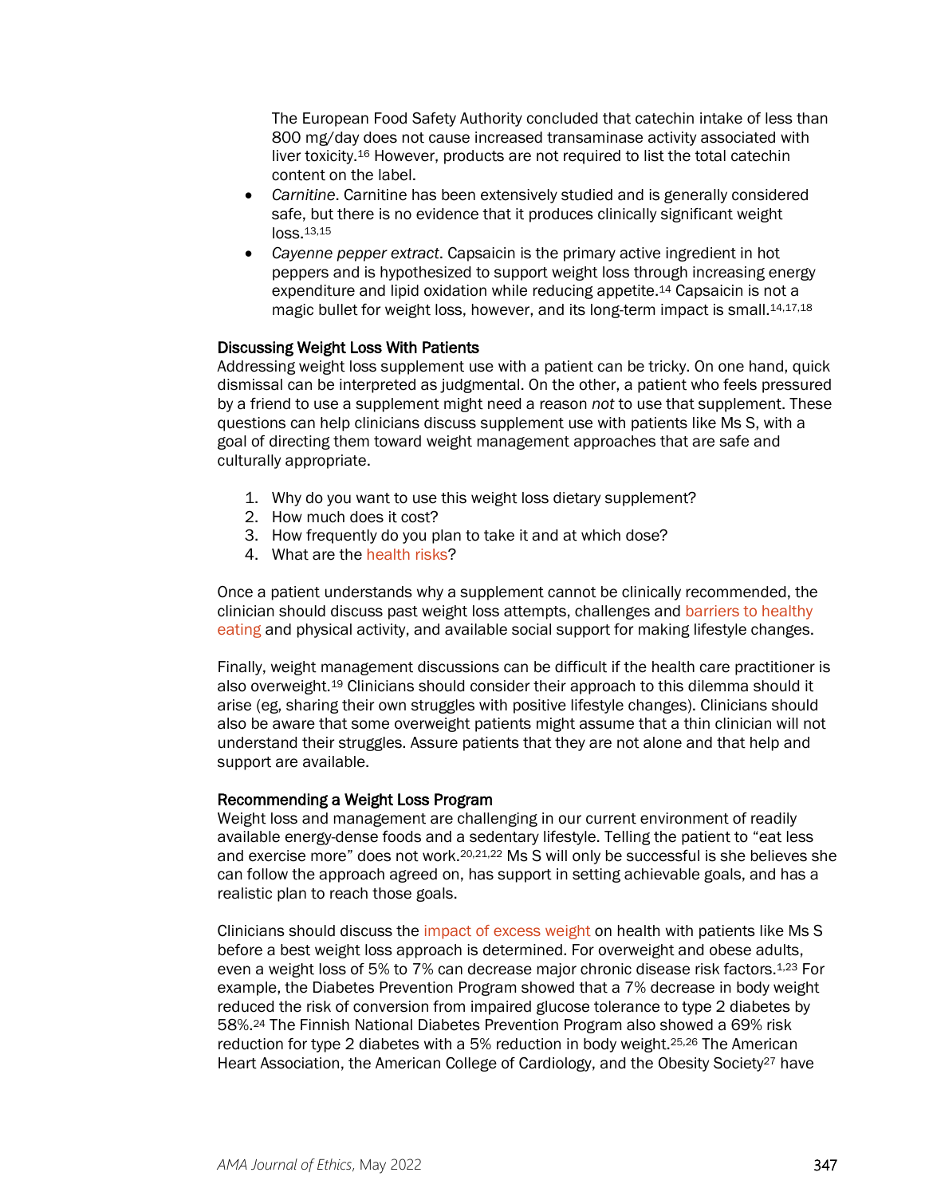The European Food Safety Authority concluded that catechin intake of less than 800 mg/day does not cause increased transaminase activity associated with liver toxicity.[16] However, products are not required to list the total catechin content on the label.

- *Carnitine*. Carnitine has been extensively studied and is generally considered safe, but there is no evidence that it produces clinically significant weight loss.[13,15]
- *Cayenne pepper extract*. Capsaicin is the primary active ingredient in hot peppers and is hypothesized to support weight loss through increasing energy expenditure and lipid oxidation while reducing appetite.[14] Capsaicin is not a magic bullet for weight loss, however, and its long-term impact is small.[14,17,18]

### Discussing Weight Loss With Patients

Addressing weight loss supplement use with a patient can be tricky. On one hand, quick dismissal can be interpreted as judgmental. On the other, a patient who feels pressured by a friend to use a supplement might need a reason *not* to use that supplement. These questions can help clinicians discuss supplement use with patients like Ms S, with a goal of directing them toward weight management approaches that are safe and culturally appropriate.

1. Why do you want to use this weight loss dietary supplement?
2. How much does it cost?
3. How frequently do you plan to take it and at which dose?
4. What are the health risks?

Once a patient understands why a supplement cannot be clinically recommended, the clinician should discuss past weight loss attempts, challenges and barriers to healthy eating and physical activity, and available social support for making lifestyle changes.

Finally, weight management discussions can be difficult if the health care practitioner is also overweight.[19] Clinicians should consider their approach to this dilemma should it arise (eg, sharing their own struggles with positive lifestyle changes). Clinicians should also be aware that some overweight patients might assume that a thin clinician will not understand their struggles. Assure patients that they are not alone and that help and support are available.

### Recommending a Weight Loss Program

Weight loss and management are challenging in our current environment of readily available energy-dense foods and a sedentary lifestyle. Telling the patient to "eat less and exercise more" does not work.[20,21,22] Ms S will only be successful is she believes she can follow the approach agreed on, has support in setting achievable goals, and has a realistic plan to reach those goals.

Clinicians should discuss the impact of excess weight on health with patients like Ms S before a best weight loss approach is determined. For overweight and obese adults, even a weight loss of 5% to 7% can decrease major chronic disease risk factors.[1,23] For example, the Diabetes Prevention Program showed that a 7% decrease in body weight reduced the risk of conversion from impaired glucose tolerance to type 2 diabetes by 58%.[24] The Finnish National Diabetes Prevention Program also showed a 69% risk reduction for type 2 diabetes with a 5% reduction in body weight.[25,26] The American Heart Association, the American College of Cardiology, and the Obesity Society[27] have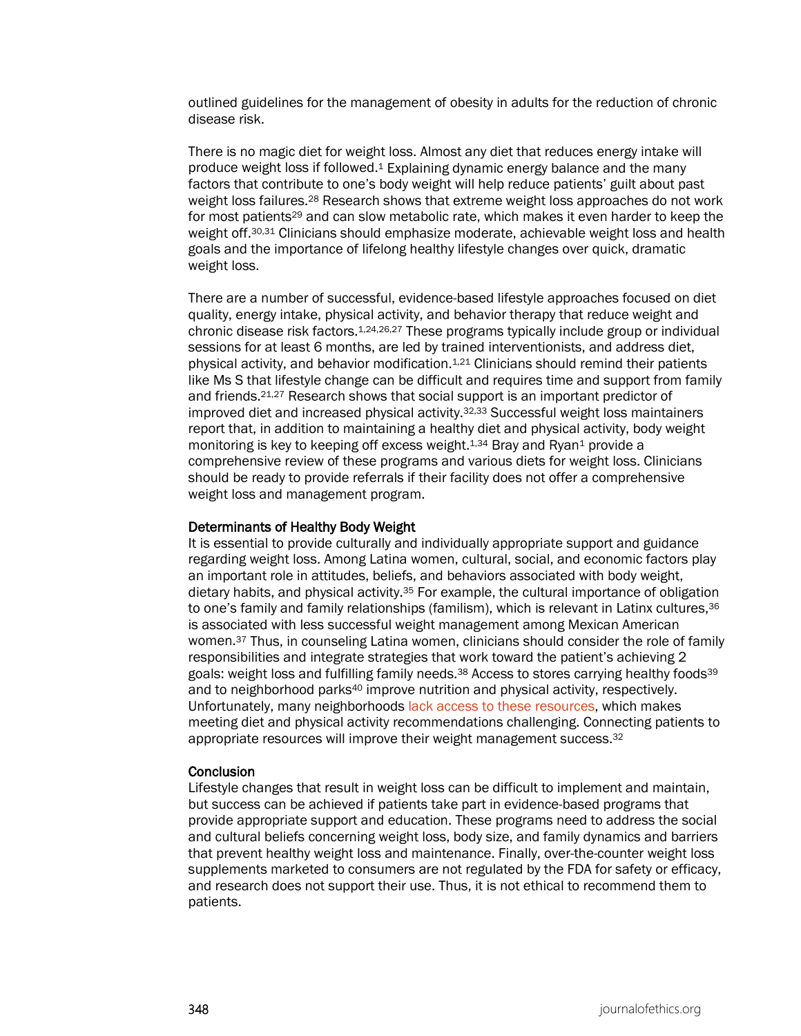outlined guidelines for the management of obesity in adults for the reduction of chronic disease risk.

There is no magic diet for weight loss. Almost any diet that reduces energy intake will produce weight loss if followed.[1] Explaining dynamic energy balance and the many factors that contribute to one's body weight will help reduce patients' guilt about past weight loss failures.[28] Research shows that extreme weight loss approaches do not work for most patients[29] and can slow metabolic rate, which makes it even harder to keep the weight off.[30,31] Clinicians should emphasize moderate, achievable weight loss and health goals and the importance of lifelong healthy lifestyle changes over quick, dramatic weight loss.

There are a number of successful, evidence-based lifestyle approaches focused on diet quality, energy intake, physical activity, and behavior therapy that reduce weight and chronic disease risk factors.[1,24,26,27] These programs typically include group or individual sessions for at least 6 months, are led by trained interventionists, and address diet, physical activity, and behavior modification.[1,21] Clinicians should remind their patients like Ms S that lifestyle change can be difficult and requires time and support from family and friends.[21,27] Research shows that social support is an important predictor of improved diet and increased physical activity.[32,33] Successful weight loss maintainers report that, in addition to maintaining a healthy diet and physical activity, body weight monitoring is key to keeping off excess weight.[1,34] Bray and Ryan[1] provide a comprehensive review of these programs and various diets for weight loss. Clinicians should be ready to provide referrals if their facility does not offer a comprehensive weight loss and management program.

## Determinants of Healthy Body Weight

It is essential to provide culturally and individually appropriate support and guidance regarding weight loss. Among Latina women, cultural, social, and economic factors play an important role in attitudes, beliefs, and behaviors associated with body weight, dietary habits, and physical activity.[35] For example, the cultural importance of obligation to one's family and family relationships (familism), which is relevant in Latinx cultures,[36] is associated with less successful weight management among Mexican American women.[37] Thus, in counseling Latina women, clinicians should consider the role of family responsibilities and integrate strategies that work toward the patient's achieving 2 goals: weight loss and fulfilling family needs.[38] Access to stores carrying healthy foods[39] and to neighborhood parks[40] improve nutrition and physical activity, respectively. Unfortunately, many neighborhoods lack access to these resources, which makes meeting diet and physical activity recommendations challenging. Connecting patients to appropriate resources will improve their weight management success.[32]

## Conclusion

Lifestyle changes that result in weight loss can be difficult to implement and maintain, but success can be achieved if patients take part in evidence-based programs that provide appropriate support and education. These programs need to address the social and cultural beliefs concerning weight loss, body size, and family dynamics and barriers that prevent healthy weight loss and maintenance. Finally, over-the-counter weight loss supplements marketed to consumers are not regulated by the FDA for safety or efficacy, and research does not support their use. Thus, it is not ethical to recommend them to patients.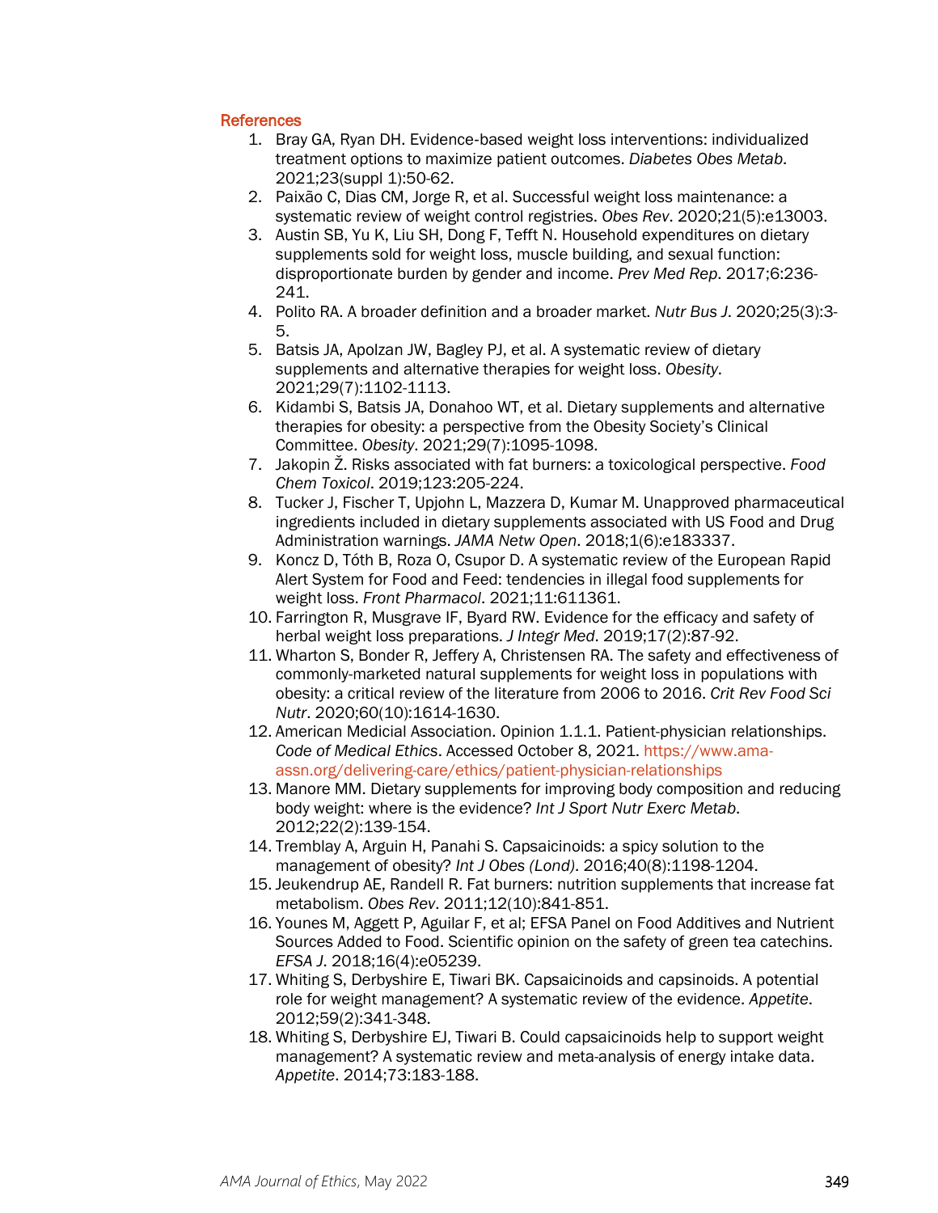## References

1. Bray GA, Ryan DH. Evidence-based weight loss interventions: individualized treatment options to maximize patient outcomes. *Diabetes Obes Metab*. 2021;23(suppl 1):50-62.
2. Paixão C, Dias CM, Jorge R, et al. Successful weight loss maintenance: a systematic review of weight control registries. *Obes Rev*. 2020;21(5):e13003.
3. Austin SB, Yu K, Liu SH, Dong F, Tefft N. Household expenditures on dietary supplements sold for weight loss, muscle building, and sexual function: disproportionate burden by gender and income. *Prev Med Rep*. 2017;6:236-241.
4. Polito RA. A broader definition and a broader market. *Nutr Bus J*. 2020;25(3):3-5.
5. Batsis JA, Apolzan JW, Bagley PJ, et al. A systematic review of dietary supplements and alternative therapies for weight loss. *Obesity*. 2021;29(7):1102-1113.
6. Kidambi S, Batsis JA, Donahoo WT, et al. Dietary supplements and alternative therapies for obesity: a perspective from the Obesity Society's Clinical Committee. *Obesity*. 2021;29(7):1095-1098.
7. Jakopin Ž. Risks associated with fat burners: a toxicological perspective. *Food Chem Toxicol*. 2019;123:205-224.
8. Tucker J, Fischer T, Upjohn L, Mazzera D, Kumar M. Unapproved pharmaceutical ingredients included in dietary supplements associated with US Food and Drug Administration warnings. *JAMA Netw Open*. 2018;1(6):e183337.
9. Koncz D, Tóth B, Roza O, Csupor D. A systematic review of the European Rapid Alert System for Food and Feed: tendencies in illegal food supplements for weight loss. *Front Pharmacol*. 2021;11:611361.
10. Farrington R, Musgrave IF, Byard RW. Evidence for the efficacy and safety of herbal weight loss preparations. *J Integr Med*. 2019;17(2):87-92.
11. Wharton S, Bonder R, Jeffery A, Christensen RA. The safety and effectiveness of commonly-marketed natural supplements for weight loss in populations with obesity: a critical review of the literature from 2006 to 2016. *Crit Rev Food Sci Nutr*. 2020;60(10):1614-1630.
12. American Medicial Association. Opinion 1.1.1. Patient-physician relationships. *Code of Medical Ethics*. Accessed October 8, 2021. https://www.ama-assn.org/delivering-care/ethics/patient-physician-relationships
13. Manore MM. Dietary supplements for improving body composition and reducing body weight: where is the evidence? *Int J Sport Nutr Exerc Metab*. 2012;22(2):139-154.
14. Tremblay A, Arguin H, Panahi S. Capsaicinoids: a spicy solution to the management of obesity? *Int J Obes (Lond)*. 2016;40(8):1198-1204.
15. Jeukendrup AE, Randell R. Fat burners: nutrition supplements that increase fat metabolism. *Obes Rev*. 2011;12(10):841-851.
16. Younes M, Aggett P, Aguilar F, et al; EFSA Panel on Food Additives and Nutrient Sources Added to Food. Scientific opinion on the safety of green tea catechins. *EFSA J*. 2018;16(4):e05239.
17. Whiting S, Derbyshire E, Tiwari BK. Capsaicinoids and capsinoids. A potential role for weight management? A systematic review of the evidence. *Appetite*. 2012;59(2):341-348.
18. Whiting S, Derbyshire EJ, Tiwari B. Could capsaicinoids help to support weight management? A systematic review and meta-analysis of energy intake data. *Appetite*. 2014;73:183-188.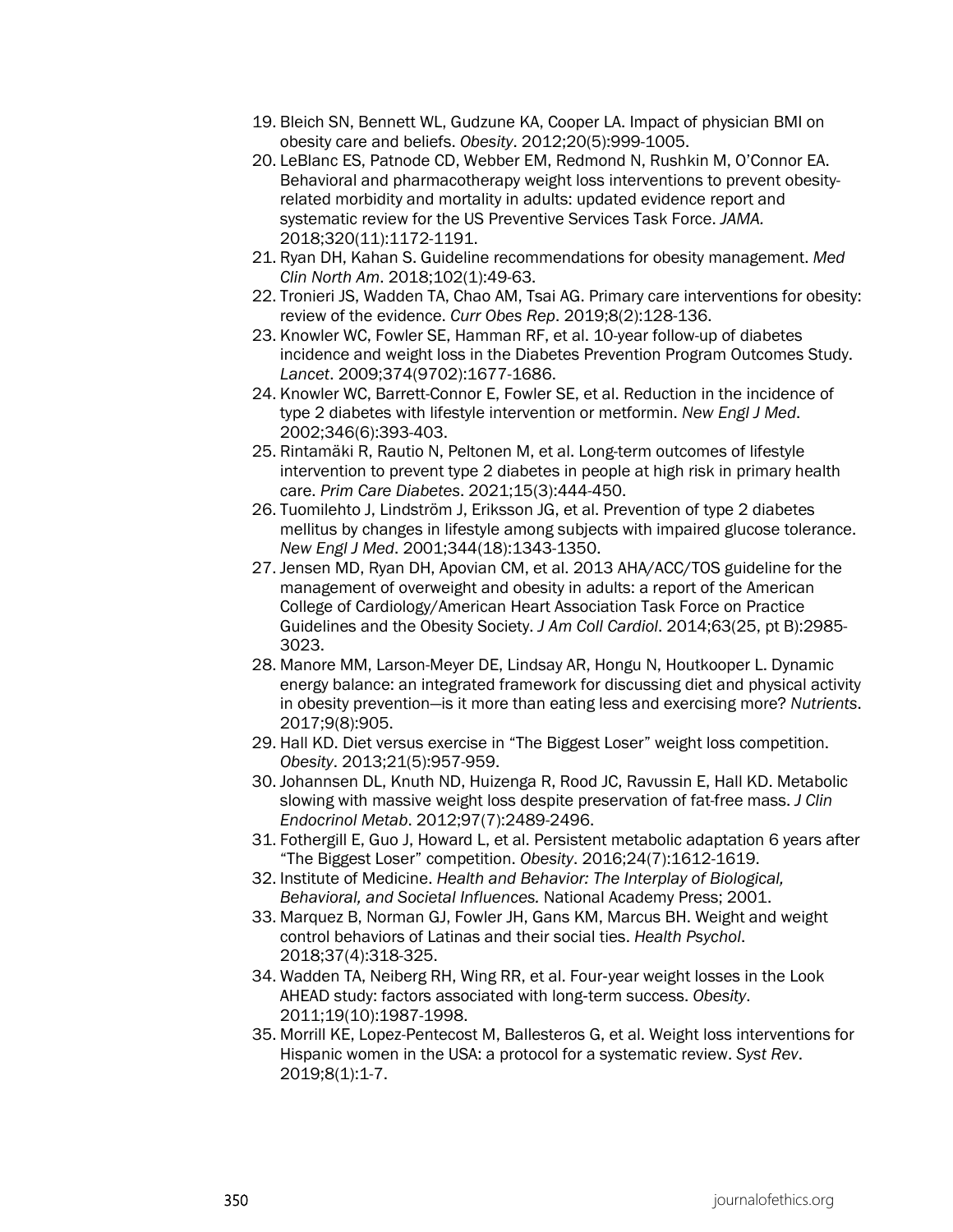19. Bleich SN, Bennett WL, Gudzune KA, Cooper LA. Impact of physician BMI on obesity care and beliefs. *Obesity*. 2012;20(5):999-1005.
20. LeBlanc ES, Patnode CD, Webber EM, Redmond N, Rushkin M, O'Connor EA. Behavioral and pharmacotherapy weight loss interventions to prevent obesity-related morbidity and mortality in adults: updated evidence report and systematic review for the US Preventive Services Task Force. *JAMA.* 2018;320(11):1172-1191.
21. Ryan DH, Kahan S. Guideline recommendations for obesity management. *Med Clin North Am*. 2018;102(1):49-63.
22. Tronieri JS, Wadden TA, Chao AM, Tsai AG. Primary care interventions for obesity: review of the evidence. *Curr Obes Rep*. 2019;8(2):128-136.
23. Knowler WC, Fowler SE, Hamman RF, et al. 10-year follow-up of diabetes incidence and weight loss in the Diabetes Prevention Program Outcomes Study. *Lancet*. 2009;374(9702):1677-1686.
24. Knowler WC, Barrett-Connor E, Fowler SE, et al. Reduction in the incidence of type 2 diabetes with lifestyle intervention or metformin. *New Engl J Med*. 2002;346(6):393-403.
25. Rintamäki R, Rautio N, Peltonen M, et al. Long-term outcomes of lifestyle intervention to prevent type 2 diabetes in people at high risk in primary health care. *Prim Care Diabetes*. 2021;15(3):444-450.
26. Tuomilehto J, Lindström J, Eriksson JG, et al. Prevention of type 2 diabetes mellitus by changes in lifestyle among subjects with impaired glucose tolerance. *New Engl J Med*. 2001;344(18):1343-1350.
27. Jensen MD, Ryan DH, Apovian CM, et al. 2013 AHA/ACC/TOS guideline for the management of overweight and obesity in adults: a report of the American College of Cardiology/American Heart Association Task Force on Practice Guidelines and the Obesity Society. *J Am Coll Cardiol*. 2014;63(25, pt B):2985-3023.
28. Manore MM, Larson-Meyer DE, Lindsay AR, Hongu N, Houtkooper L. Dynamic energy balance: an integrated framework for discussing diet and physical activity in obesity prevention—is it more than eating less and exercising more? *Nutrients*. 2017;9(8):905.
29. Hall KD. Diet versus exercise in "The Biggest Loser" weight loss competition. *Obesity*. 2013;21(5):957-959.
30. Johannsen DL, Knuth ND, Huizenga R, Rood JC, Ravussin E, Hall KD. Metabolic slowing with massive weight loss despite preservation of fat-free mass. *J Clin Endocrinol Metab*. 2012;97(7):2489-2496.
31. Fothergill E, Guo J, Howard L, et al. Persistent metabolic adaptation 6 years after "The Biggest Loser" competition. *Obesity*. 2016;24(7):1612-1619.
32. Institute of Medicine. *Health and Behavior: The Interplay of Biological, Behavioral, and Societal Influences.* National Academy Press; 2001.
33. Marquez B, Norman GJ, Fowler JH, Gans KM, Marcus BH. Weight and weight control behaviors of Latinas and their social ties. *Health Psychol*. 2018;37(4):318-325.
34. Wadden TA, Neiberg RH, Wing RR, et al. Four-year weight losses in the Look AHEAD study: factors associated with long-term success. *Obesity*. 2011;19(10):1987-1998.
35. Morrill KE, Lopez-Pentecost M, Ballesteros G, et al. Weight loss interventions for Hispanic women in the USA: a protocol for a systematic review. *Syst Rev*. 2019;8(1):1-7.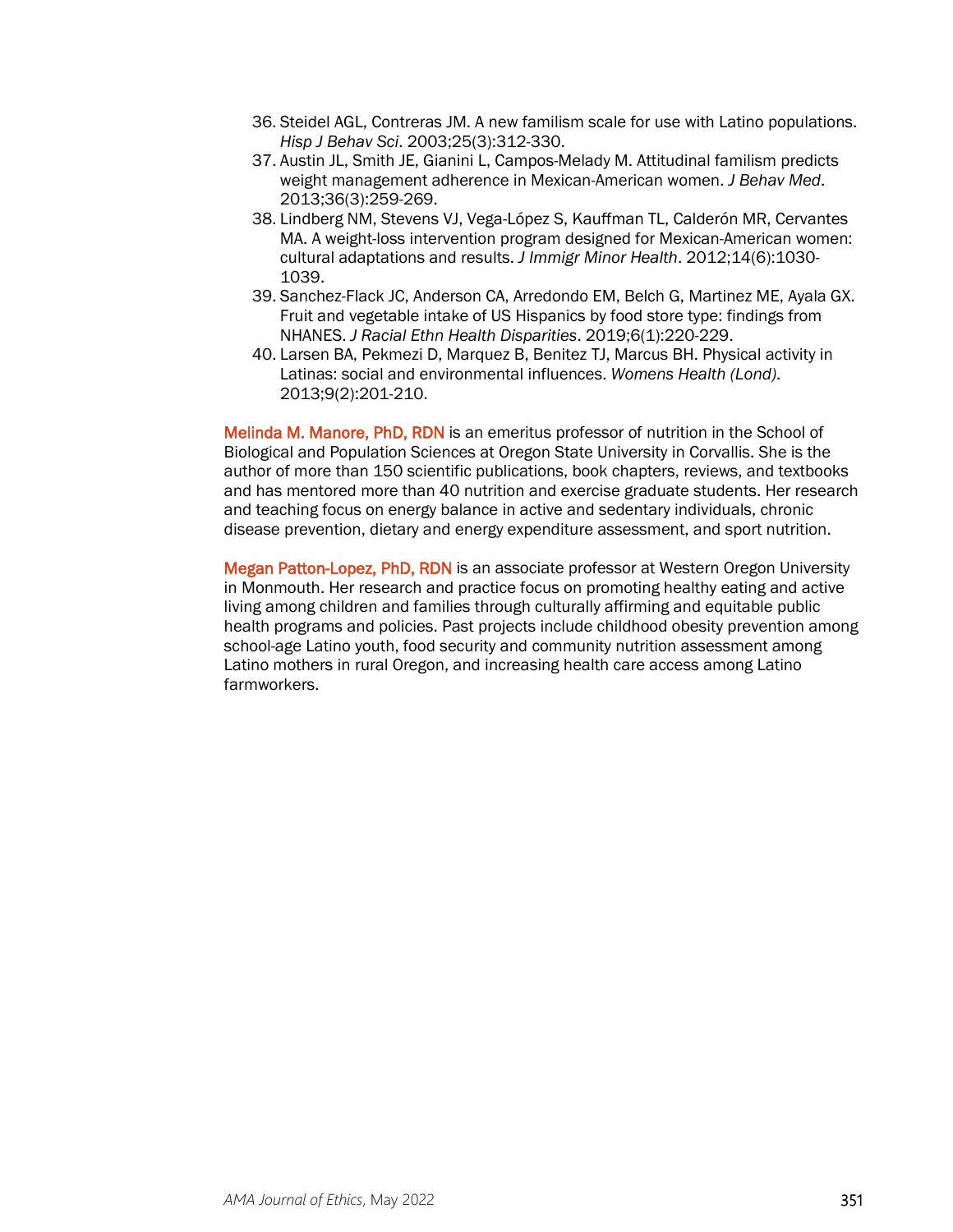36. Steidel AGL, Contreras JM. A new familism scale for use with Latino populations. *Hisp J Behav Sci*. 2003;25(3):312-330.
37. Austin JL, Smith JE, Gianini L, Campos-Melady M. Attitudinal familism predicts weight management adherence in Mexican-American women. *J Behav Med*. 2013;36(3):259-269.
38. Lindberg NM, Stevens VJ, Vega-López S, Kauffman TL, Calderón MR, Cervantes MA. A weight-loss intervention program designed for Mexican-American women: cultural adaptations and results. *J Immigr Minor Health*. 2012;14(6):1030-1039.
39. Sanchez-Flack JC, Anderson CA, Arredondo EM, Belch G, Martinez ME, Ayala GX. Fruit and vegetable intake of US Hispanics by food store type: findings from NHANES. *J Racial Ethn Health Disparities*. 2019;6(1):220-229.
40. Larsen BA, Pekmezi D, Marquez B, Benitez TJ, Marcus BH. Physical activity in Latinas: social and environmental influences. *Womens Health (Lond)*. 2013;9(2):201-210.

Melinda M. Manore, PhD, RDN is an emeritus professor of nutrition in the School of Biological and Population Sciences at Oregon State University in Corvallis. She is the author of more than 150 scientific publications, book chapters, reviews, and textbooks and has mentored more than 40 nutrition and exercise graduate students. Her research and teaching focus on energy balance in active and sedentary individuals, chronic disease prevention, dietary and energy expenditure assessment, and sport nutrition.

Megan Patton-Lopez, PhD, RDN is an associate professor at Western Oregon University in Monmouth. Her research and practice focus on promoting healthy eating and active living among children and families through culturally affirming and equitable public health programs and policies. Past projects include childhood obesity prevention among school-age Latino youth, food security and community nutrition assessment among Latino mothers in rural Oregon, and increasing health care access among Latino farmworkers.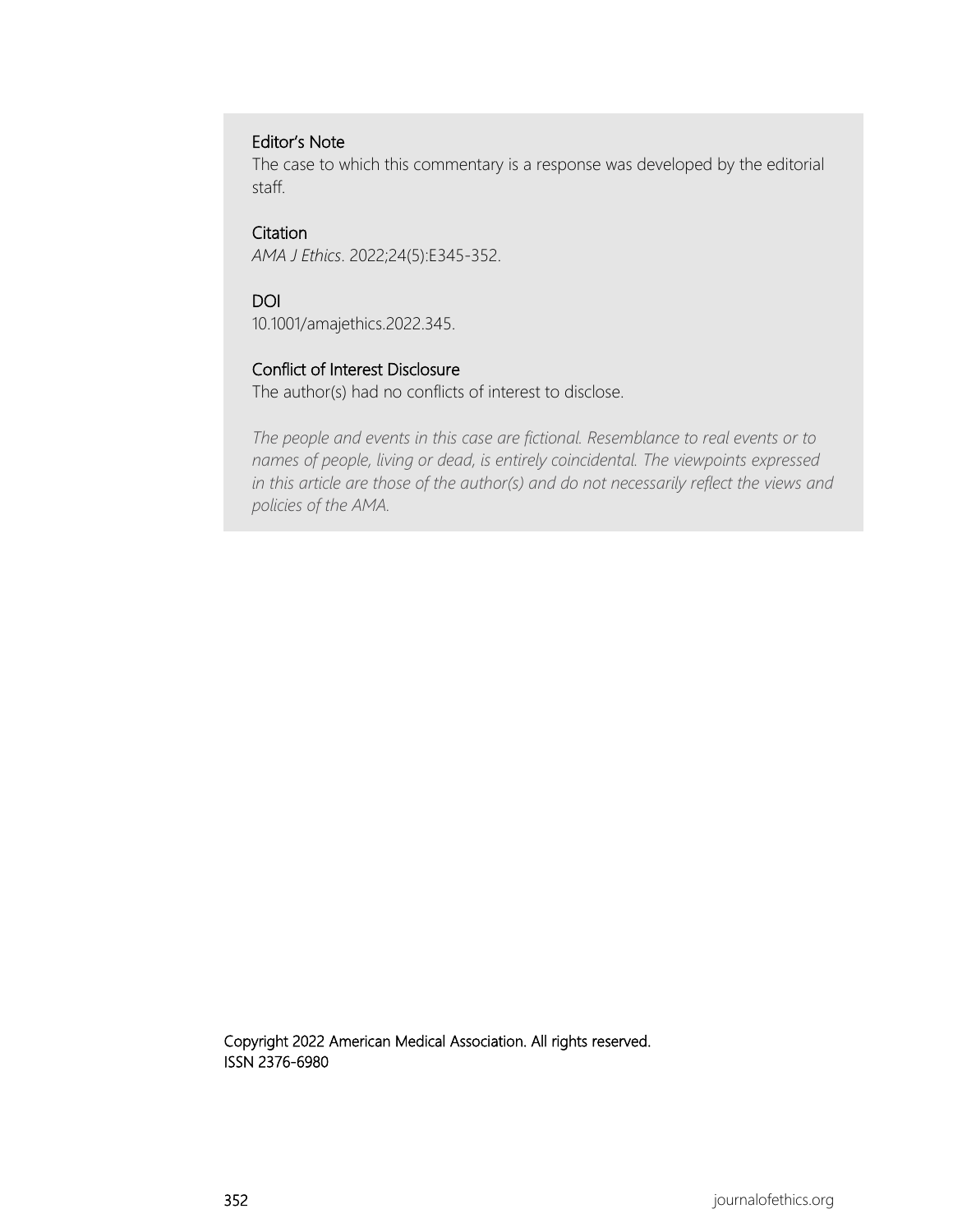#### Editor's Note

The case to which this commentary is a response was developed by the editorial staff.

#### Citation

*AMA J Ethics*. 2022;24(5):E345-352.

#### DOI

10.1001/amajethics.2022.345.

#### Conflict of Interest Disclosure

The author(s) had no conflicts of interest to disclose.

*The people and events in this case are fictional. Resemblance to real events or to names of people, living or dead, is entirely coincidental. The viewpoints expressed in this article are those of the author(s) and do not necessarily reflect the views and policies of the AMA.*

Copyright 2022 American Medical Association. All rights reserved.
ISSN 2376-6980